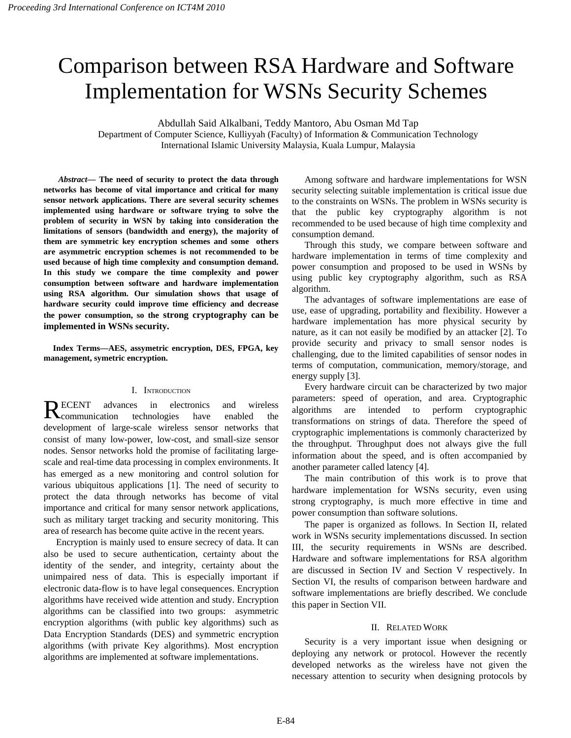# Comparison between RSA Hardware and Software Implementation for WSNs Security Schemes

Abdullah Said Alkalbani, Teddy Mantoro, Abu Osman Md Tap
Department of Computer Science, Kulliyyah (Faculty) of Information & Communication Technology
International Islamic University Malaysia, Kuala Lumpur, Malaysia

***Abstract*— The need of security to protect the data through networks has become of vital importance and critical for many sensor network applications. There are several security schemes implemented using hardware or software trying to solve the problem of security in WSN by taking into consideration the limitations of sensors (bandwidth and energy), the majority of them are symmetric key encryption schemes and some others are asymmetric encryption schemes is not recommended to be used because of high time complexity and consumption demand. In this study we compare the time complexity and power consumption between software and hardware implementation using RSA algorithm. Our simulation shows that usage of hardware security could improve time efficiency and decrease the power consumption, so the strong cryptography can be implemented in WSNs security.**

**Index Terms—AES, assymetric encryption, DES, FPGA, key management, symetric encryption.**

## I. Introduction

RECENT advances in electronics and wireless communication technologies have enabled the development of large-scale wireless sensor networks that consist of many low-power, low-cost, and small-size sensor nodes. Sensor networks hold the promise of facilitating large-scale and real-time data processing in complex environments. It has emerged as a new monitoring and control solution for various ubiquitous applications [1]. The need of security to protect the data through networks has become of vital importance and critical for many sensor network applications, such as military target tracking and security monitoring. This area of research has become quite active in the recent years.

Encryption is mainly used to ensure secrecy of data. It can also be used to secure authentication, certainty about the identity of the sender, and integrity, certainty about the unimpaired ness of data. This is especially important if electronic data-flow is to have legal consequences. Encryption algorithms have received wide attention and study. Encryption algorithms can be classified into two groups: asymmetric encryption algorithms (with public key algorithms) such as Data Encryption Standards (DES) and symmetric encryption algorithms (with private Key algorithms). Most encryption algorithms are implemented at software implementations.

Among software and hardware implementations for WSN security selecting suitable implementation is critical issue due to the constraints on WSNs. The problem in WSNs security is that the public key cryptography algorithm is not recommended to be used because of high time complexity and consumption demand.

Through this study, we compare between software and hardware implementation in terms of time complexity and power consumption and proposed to be used in WSNs by using public key cryptography algorithm, such as RSA algorithm.

The advantages of software implementations are ease of use, ease of upgrading, portability and flexibility. However a hardware implementation has more physical security by nature, as it can not easily be modified by an attacker [2]. To provide security and privacy to small sensor nodes is challenging, due to the limited capabilities of sensor nodes in terms of computation, communication, memory/storage, and energy supply [3].

Every hardware circuit can be characterized by two major parameters: speed of operation, and area. Cryptographic algorithms are intended to perform cryptographic transformations on strings of data. Therefore the speed of cryptographic implementations is commonly characterized by the throughput. Throughput does not always give the full information about the speed, and is often accompanied by another parameter called latency [4].

The main contribution of this work is to prove that hardware implementation for WSNs security, even using strong cryptography, is much more effective in time and power consumption than software solutions.

The paper is organized as follows. In Section II, related work in WSNs security implementations discussed. In section III, the security requirements in WSNs are described. Hardware and software implementations for RSA algorithm are discussed in Section IV and Section V respectively. In Section VI, the results of comparison between hardware and software implementations are briefly described. We conclude this paper in Section VII.

## II. Related Work

Security is a very important issue when designing or deploying any network or protocol. However the recently developed networks as the wireless have not given the necessary attention to security when designing protocols by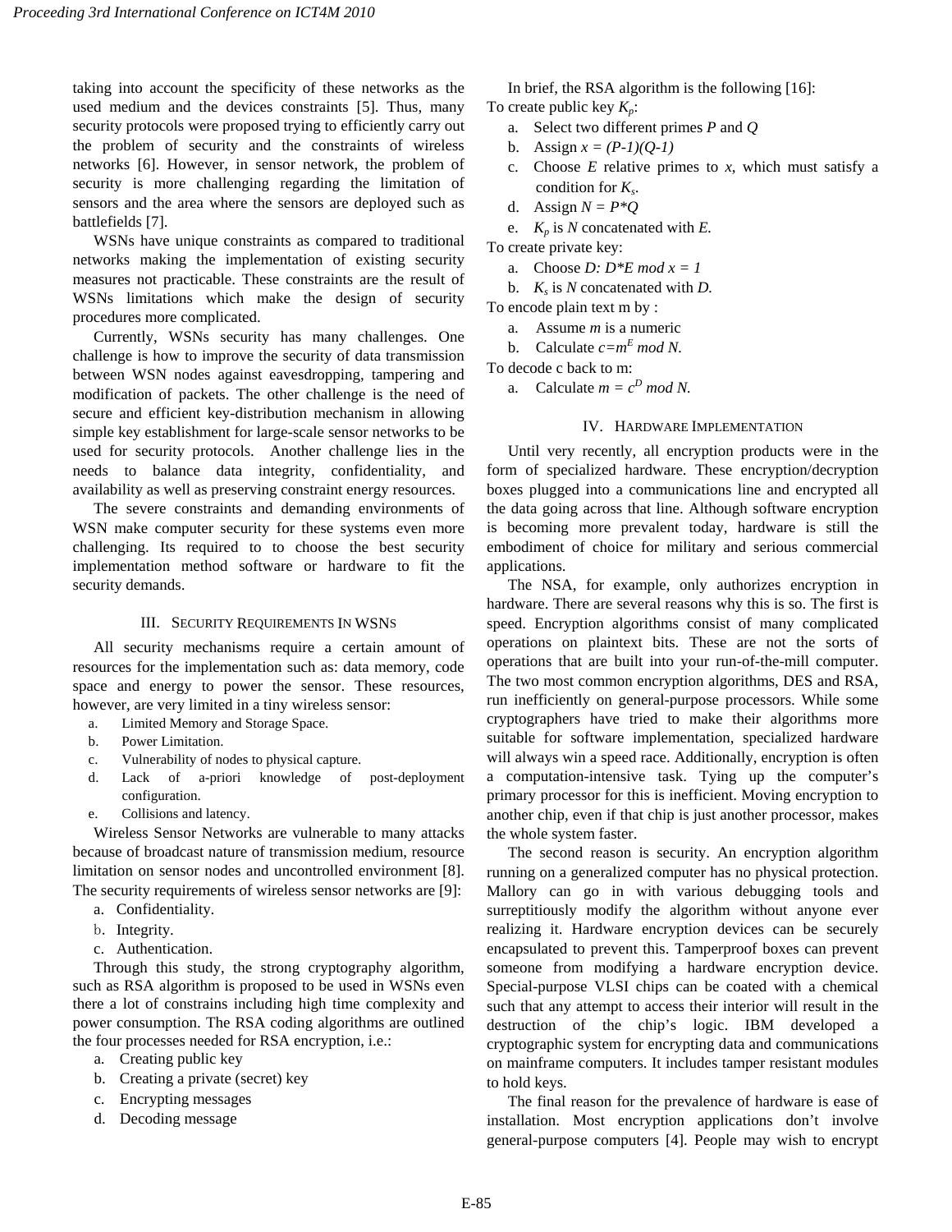taking into account the specificity of these networks as the used medium and the devices constraints [5]. Thus, many security protocols were proposed trying to efficiently carry out the problem of security and the constraints of wireless networks [6]. However, in sensor network, the problem of security is more challenging regarding the limitation of sensors and the area where the sensors are deployed such as battlefields [7].

WSNs have unique constraints as compared to traditional networks making the implementation of existing security measures not practicable. These constraints are the result of WSNs limitations which make the design of security procedures more complicated.

Currently, WSNs security has many challenges. One challenge is how to improve the security of data transmission between WSN nodes against eavesdropping, tampering and modification of packets. The other challenge is the need of secure and efficient key-distribution mechanism in allowing simple key establishment for large-scale sensor networks to be used for security protocols. Another challenge lies in the needs to balance data integrity, confidentiality, and availability as well as preserving constraint energy resources.

The severe constraints and demanding environments of WSN make computer security for these systems even more challenging. Its required to to choose the best security implementation method software or hardware to fit the security demands.

## III. Security Requirements In WSNs

All security mechanisms require a certain amount of resources for the implementation such as: data memory, code space and energy to power the sensor. These resources, however, are very limited in a tiny wireless sensor:

a. Limited Memory and Storage Space.
b. Power Limitation.
c. Vulnerability of nodes to physical capture.
d. Lack of a-priori knowledge of post-deployment configuration.
e. Collisions and latency.

Wireless Sensor Networks are vulnerable to many attacks because of broadcast nature of transmission medium, resource limitation on sensor nodes and uncontrolled environment [8]. The security requirements of wireless sensor networks are [9]:

a. Confidentiality.
b. Integrity.
c. Authentication.

Through this study, the strong cryptography algorithm, such as RSA algorithm is proposed to be used in WSNs even there a lot of constrains including high time complexity and power consumption. The RSA coding algorithms are outlined the four processes needed for RSA encryption, i.e.:

a. Creating public key
b. Creating a private (secret) key
c. Encrypting messages
d. Decoding message

In brief, the RSA algorithm is the following [16]:

To create public key $K_p$:

a. Select two different primes *P* and *Q*
b. Assign $x = (P-1)(Q-1)$
c. Choose *E* relative primes to *x*, which must satisfy a condition for $K_s$.
d. Assign $N = P*Q$
e. $K_p$ is *N* concatenated with *E*.

To create private key:

a. Choose $D$: $D*E \bmod x = 1$
b. $K_s$ is *N* concatenated with *D*.

To encode plain text m by :

a. Assume *m* is a numeric
b. Calculate $c=m^E \bmod N$.

To decode c back to m:

a. Calculate $m = c^D \bmod N$.

## IV. Hardware Implementation

Until very recently, all encryption products were in the form of specialized hardware. These encryption/decryption boxes plugged into a communications line and encrypted all the data going across that line. Although software encryption is becoming more prevalent today, hardware is still the embodiment of choice for military and serious commercial applications.

The NSA, for example, only authorizes encryption in hardware. There are several reasons why this is so. The first is speed. Encryption algorithms consist of many complicated operations on plaintext bits. These are not the sorts of operations that are built into your run-of-the-mill computer. The two most common encryption algorithms, DES and RSA, run inefficiently on general-purpose processors. While some cryptographers have tried to make their algorithms more suitable for software implementation, specialized hardware will always win a speed race. Additionally, encryption is often a computation-intensive task. Tying up the computer's primary processor for this is inefficient. Moving encryption to another chip, even if that chip is just another processor, makes the whole system faster.

The second reason is security. An encryption algorithm running on a generalized computer has no physical protection. Mallory can go in with various debugging tools and surreptitiously modify the algorithm without anyone ever realizing it. Hardware encryption devices can be securely encapsulated to prevent this. Tamperproof boxes can prevent someone from modifying a hardware encryption device. Special-purpose VLSI chips can be coated with a chemical such that any attempt to access their interior will result in the destruction of the chip's logic. IBM developed a cryptographic system for encrypting data and communications on mainframe computers. It includes tamper resistant modules to hold keys.

The final reason for the prevalence of hardware is ease of installation. Most encryption applications don't involve general-purpose computers [4]. People may wish to encrypt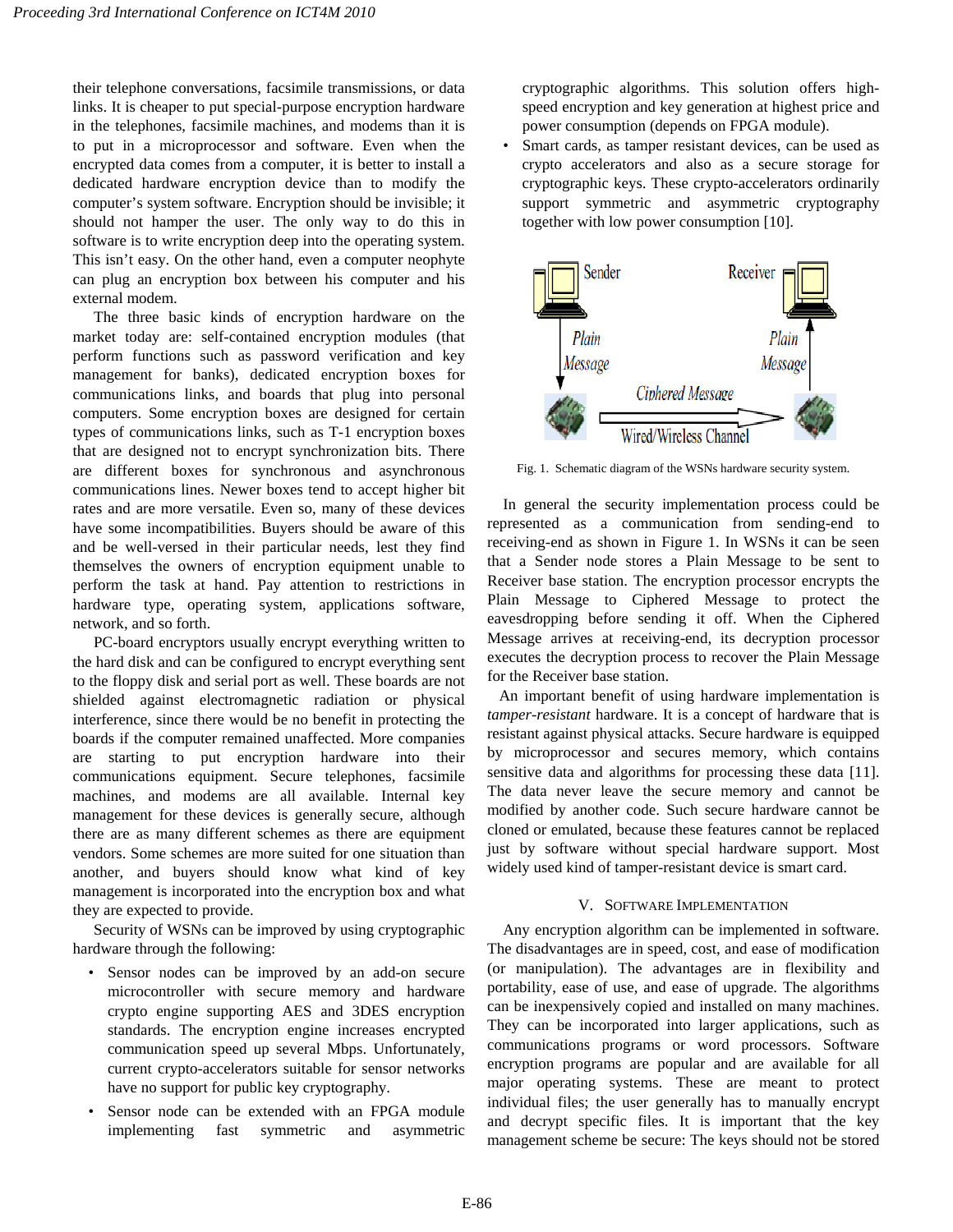their telephone conversations, facsimile transmissions, or data links. It is cheaper to put special-purpose encryption hardware in the telephones, facsimile machines, and modems than it is to put in a microprocessor and software. Even when the encrypted data comes from a computer, it is better to install a dedicated hardware encryption device than to modify the computer's system software. Encryption should be invisible; it should not hamper the user. The only way to do this in software is to write encryption deep into the operating system. This isn't easy. On the other hand, even a computer neophyte can plug an encryption box between his computer and his external modem.

The three basic kinds of encryption hardware on the market today are: self-contained encryption modules (that perform functions such as password verification and key management for banks), dedicated encryption boxes for communications links, and boards that plug into personal computers. Some encryption boxes are designed for certain types of communications links, such as T-1 encryption boxes that are designed not to encrypt synchronization bits. There are different boxes for synchronous and asynchronous communications lines. Newer boxes tend to accept higher bit rates and are more versatile. Even so, many of these devices have some incompatibilities. Buyers should be aware of this and be well-versed in their particular needs, lest they find themselves the owners of encryption equipment unable to perform the task at hand. Pay attention to restrictions in hardware type, operating system, applications software, network, and so forth.

PC-board encryptors usually encrypt everything written to the hard disk and can be configured to encrypt everything sent to the floppy disk and serial port as well. These boards are not shielded against electromagnetic radiation or physical interference, since there would be no benefit in protecting the boards if the computer remained unaffected. More companies are starting to put encryption hardware into their communications equipment. Secure telephones, facsimile machines, and modems are all available. Internal key management for these devices is generally secure, although there are as many different schemes as there are equipment vendors. Some schemes are more suited for one situation than another, and buyers should know what kind of key management is incorporated into the encryption box and what they are expected to provide.

Security of WSNs can be improved by using cryptographic hardware through the following:

- Sensor nodes can be improved by an add-on secure microcontroller with secure memory and hardware crypto engine supporting AES and 3DES encryption standards. The encryption engine increases encrypted communication speed up several Mbps. Unfortunately, current crypto-accelerators suitable for sensor networks have no support for public key cryptography.
- Sensor node can be extended with an FPGA module implementing fast symmetric and asymmetric cryptographic algorithms. This solution offers high-speed encryption and key generation at highest price and power consumption (depends on FPGA module).
- Smart cards, as tamper resistant devices, can be used as crypto accelerators and also as a secure storage for cryptographic keys. These crypto-accelerators ordinarily support symmetric and asymmetric cryptography together with low power consumption [10].

Sender

Receiver

Plain Message

Plain Message

Ciphered Message

Wired/Wireless Channel

Fig. 1. Schematic diagram of the WSNs hardware security system.

In general the security implementation process could be represented as a communication from sending-end to receiving-end as shown in Figure 1. In WSNs it can be seen that a Sender node stores a Plain Message to be sent to Receiver base station. The encryption processor encrypts the Plain Message to Ciphered Message to protect the eavesdropping before sending it off. When the Ciphered Message arrives at receiving-end, its decryption processor executes the decryption process to recover the Plain Message for the Receiver base station.

An important benefit of using hardware implementation is *tamper-resistant* hardware. It is a concept of hardware that is resistant against physical attacks. Secure hardware is equipped by microprocessor and secures memory, which contains sensitive data and algorithms for processing these data [11]. The data never leave the secure memory and cannot be modified by another code. Such secure hardware cannot be cloned or emulated, because these features cannot be replaced just by software without special hardware support. Most widely used kind of tamper-resistant device is smart card.

## V. Software Implementation

Any encryption algorithm can be implemented in software. The disadvantages are in speed, cost, and ease of modification (or manipulation). The advantages are in flexibility and portability, ease of use, and ease of upgrade. The algorithms can be inexpensively copied and installed on many machines. They can be incorporated into larger applications, such as communications programs or word processors. Software encryption programs are popular and are available for all major operating systems. These are meant to protect individual files; the user generally has to manually encrypt and decrypt specific files. It is important that the key management scheme be secure: The keys should not be stored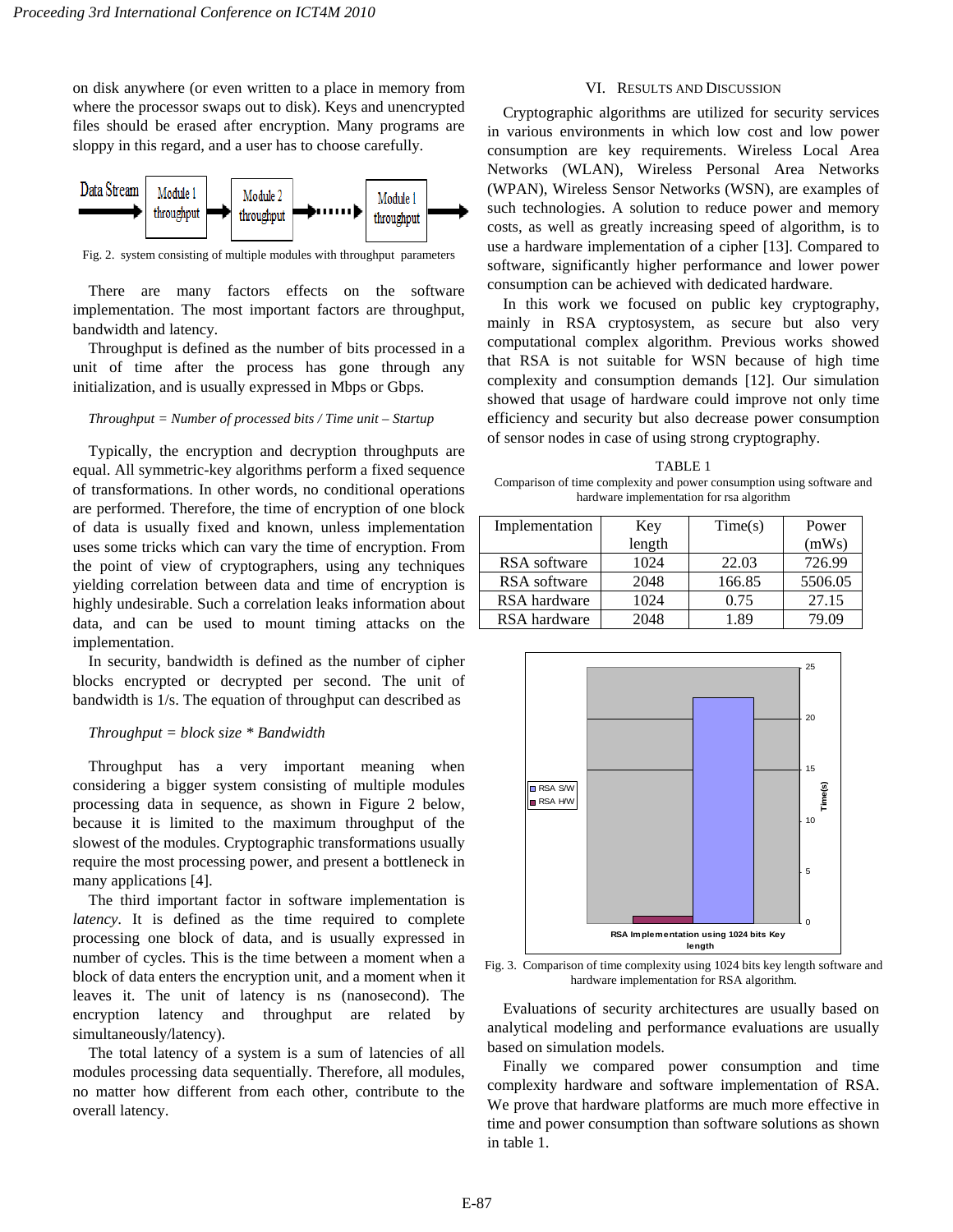on disk anywhere (or even written to a place in memory from where the processor swaps out to disk). Keys and unencrypted files should be erased after encryption. Many programs are sloppy in this regard, and a user has to choose carefully.

Fig. 2. system consisting of multiple modules with throughput parameters

There are many factors effects on the software implementation. The most important factors are throughput, bandwidth and latency.

Throughput is defined as the number of bits processed in a unit of time after the process has gone through any initialization, and is usually expressed in Mbps or Gbps.

*Throughput = Number of processed bits / Time unit – Startup*

Typically, the encryption and decryption throughputs are equal. All symmetric-key algorithms perform a fixed sequence of transformations. In other words, no conditional operations are performed. Therefore, the time of encryption of one block of data is usually fixed and known, unless implementation uses some tricks which can vary the time of encryption. From the point of view of cryptographers, using any techniques yielding correlation between data and time of encryption is highly undesirable. Such a correlation leaks information about data, and can be used to mount timing attacks on the implementation.

In security, bandwidth is defined as the number of cipher blocks encrypted or decrypted per second. The unit of bandwidth is 1/s. The equation of throughput can described as

*Throughput = block size * Bandwidth*

Throughput has a very important meaning when considering a bigger system consisting of multiple modules processing data in sequence, as shown in Figure 2 below, because it is limited to the maximum throughput of the slowest of the modules. Cryptographic transformations usually require the most processing power, and present a bottleneck in many applications [4].

The third important factor in software implementation is *latency*. It is defined as the time required to complete processing one block of data, and is usually expressed in number of cycles. This is the time between a moment when a block of data enters the encryption unit, and a moment when it leaves it. The unit of latency is ns (nanosecond). The encryption latency and throughput are related by simultaneously/latency).

The total latency of a system is a sum of latencies of all modules processing data sequentially. Therefore, all modules, no matter how different from each other, contribute to the overall latency.

## VI. Results and Discussion

Cryptographic algorithms are utilized for security services in various environments in which low cost and low power consumption are key requirements. Wireless Local Area Networks (WLAN), Wireless Personal Area Networks (WPAN), Wireless Sensor Networks (WSN), are examples of such technologies. A solution to reduce power and memory costs, as well as greatly increasing speed of algorithm, is to use a hardware implementation of a cipher [13]. Compared to software, significantly higher performance and lower power consumption can be achieved with dedicated hardware.

In this work we focused on public key cryptography, mainly in RSA cryptosystem, as secure but also very computational complex algorithm. Previous works showed that RSA is not suitable for WSN because of high time complexity and consumption demands [12]. Our simulation showed that usage of hardware could improve not only time efficiency and security but also decrease power consumption of sensor nodes in case of using strong cryptography.

TABLE 1
Comparison of time complexity and power consumption using software and hardware implementation for rsa algorithm

| Implementation | Key length | Time(s) | Power (mWs) |
|---|---|---|---|
| RSA software | 1024 | 22.03 | 726.99 |
| RSA software | 2048 | 166.85 | 5506.05 |
| RSA hardware | 1024 | 0.75 | 27.15 |
| RSA hardware | 2048 | 1.89 | 79.09 |

Fig. 3. Comparison of time complexity using 1024 bits key length software and hardware implementation for RSA algorithm.

Evaluations of security architectures are usually based on analytical modeling and performance evaluations are usually based on simulation models.

Finally we compared power consumption and time complexity hardware and software implementation of RSA. We prove that hardware platforms are much more effective in time and power consumption than software solutions as shown in table 1.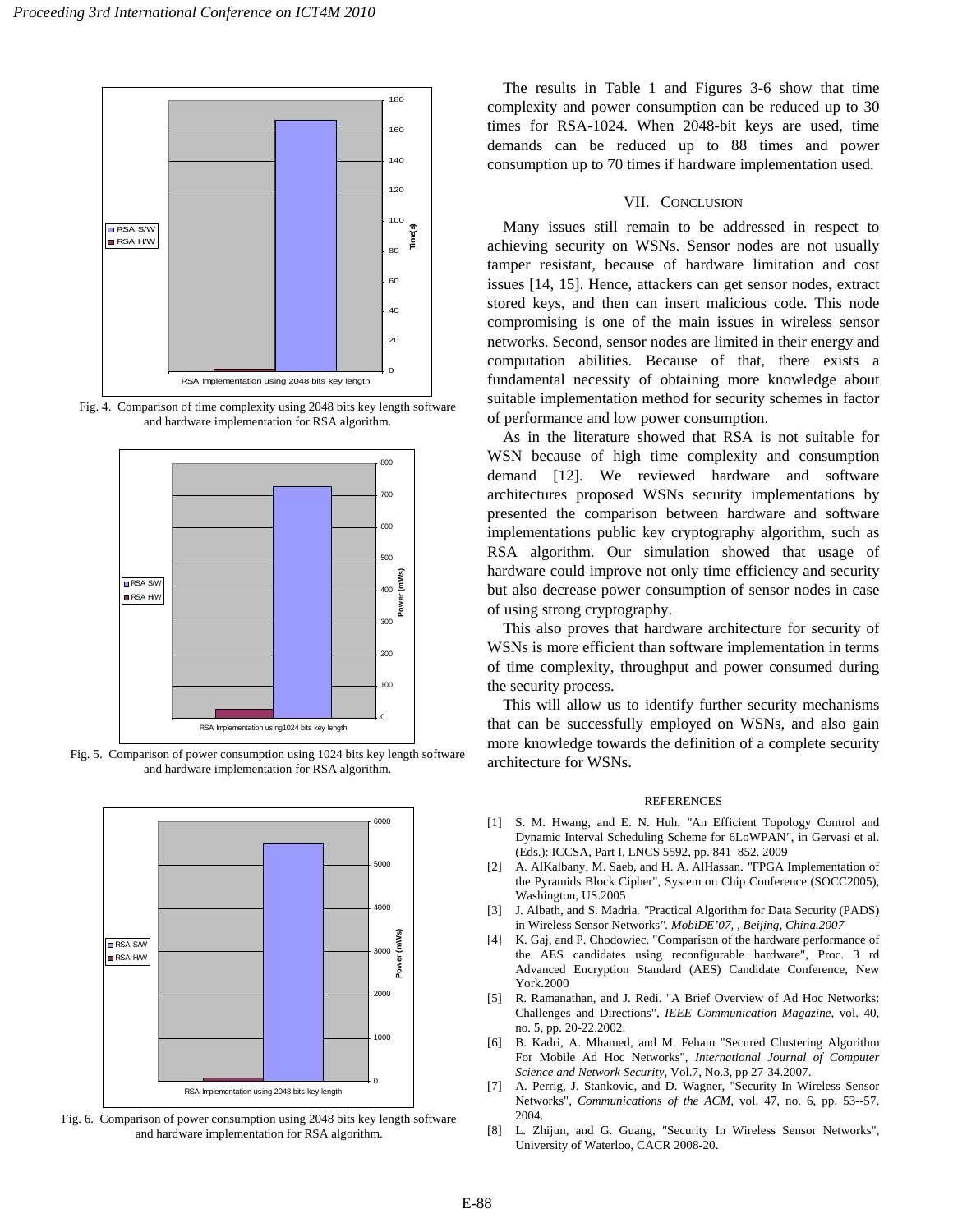Fig. 4. Comparison of time complexity using 2048 bits key length software and hardware implementation for RSA algorithm.

Fig. 5. Comparison of power consumption using 1024 bits key length software and hardware implementation for RSA algorithm.

Fig. 6. Comparison of power consumption using 2048 bits key length software and hardware implementation for RSA algorithm.

The results in Table 1 and Figures 3-6 show that time complexity and power consumption can be reduced up to 30 times for RSA-1024. When 2048-bit keys are used, time demands can be reduced up to 88 times and power consumption up to 70 times if hardware implementation used.

## VII. Conclusion

Many issues still remain to be addressed in respect to achieving security on WSNs. Sensor nodes are not usually tamper resistant, because of hardware limitation and cost issues [14, 15]. Hence, attackers can get sensor nodes, extract stored keys, and then can insert malicious code. This node compromising is one of the main issues in wireless sensor networks. Second, sensor nodes are limited in their energy and computation abilities. Because of that, there exists a fundamental necessity of obtaining more knowledge about suitable implementation method for security schemes in factor of performance and low power consumption.

As in the literature showed that RSA is not suitable for WSN because of high time complexity and consumption demand [12]. We reviewed hardware and software architectures proposed WSNs security implementations by presented the comparison between hardware and software implementations public key cryptography algorithm, such as RSA algorithm. Our simulation showed that usage of hardware could improve not only time efficiency and security but also decrease power consumption of sensor nodes in case of using strong cryptography.

This also proves that hardware architecture for security of WSNs is more efficient than software implementation in terms of time complexity, throughput and power consumed during the security process.

This will allow us to identify further security mechanisms that can be successfully employed on WSNs, and also gain more knowledge towards the definition of a complete security architecture for WSNs.

## References

[1] S. M. Hwang, and E. N. Huh. "An Efficient Topology Control and Dynamic Interval Scheduling Scheme for 6LoWPAN", in Gervasi et al. (Eds.): ICCSA, Part I, LNCS 5592, pp. 841–852. 2009

[2] A. AlKalbany, M. Saeb, and H. A. AlHassan. "FPGA Implementation of the Pyramids Block Cipher", System on Chip Conference (SOCC2005), Washington, US.2005

[3] J. Albath, and S. Madria. "Practical Algorithm for Data Security (PADS) in Wireless Sensor Networks". *MobiDE'07, , Beijing, China.2007*

[4] K. Gaj, and P. Chodowiec. "Comparison of the hardware performance of the AES candidates using reconfigurable hardware", Proc. 3 rd Advanced Encryption Standard (AES) Candidate Conference, New York.2000

[5] R. Ramanathan, and J. Redi. "A Brief Overview of Ad Hoc Networks: Challenges and Directions", *IEEE Communication Magazine*, vol. 40, no. 5, pp. 20-22.2002.

[6] B. Kadri, A. Mhamed, and M. Feham "Secured Clustering Algorithm For Mobile Ad Hoc Networks", *International Journal of Computer Science and Network Security*, Vol.7, No.3, pp 27-34.2007.

[7] A. Perrig, J. Stankovic, and D. Wagner, "Security In Wireless Sensor Networks", *Communications of the ACM*, vol. 47, no. 6, pp. 53--57. 2004.

[8] L. Zhijun, and G. Guang, "Security In Wireless Sensor Networks", University of Waterloo, CACR 2008-20.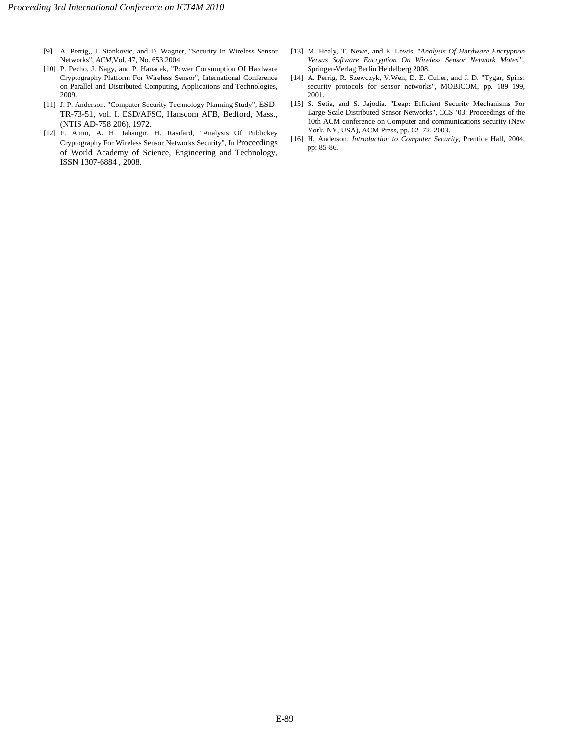[9] A. Perrig,, J. Stankovic, and D. Wagner, "Security In Wireless Sensor Networks", *ACM*,Vol. 47, No. 653.2004.

[10] P. Pecho, J. Nagy, and P. Hanacek, "Power Consumption Of Hardware Cryptography Platform For Wireless Sensor", International Conference on Parallel and Distributed Computing, Applications and Technologies, 2009.

[11] J. P. Anderson. "Computer Security Technology Planning Study", ESD-TR-73-51, vol. I. ESD/AFSC, Hanscom AFB, Bedford, Mass., (NTIS AD-758 206), 1972.

[12] F. Amin, A. H. Jahangir, H. Rasifard, "Analysis Of Publickey Cryptography For Wireless Sensor Networks Security", In Proceedings of World Academy of Science, Engineering and Technology, ISSN 1307-6884 , 2008.

[13] M .Healy, T. Newe, and E. Lewis. "*Analysis Of Hardware Encryption Versus Software Encryption On Wireless Sensor Network Motes*"., Springer-Verlag Berlin Heidelberg 2008.

[14] A. Perrig, R. Szewczyk, V.Wen, D. E. Culler, and J. D. "Tygar, Spins: security protocols for sensor networks", MOBICOM, pp. 189–199, 2001.

[15] S. Setia, and S. Jajodia. "Leap: Efficient Security Mechanisms For Large-Scale Distributed Sensor Networks", CCS '03: Proceedings of the 10th ACM conference on Computer and communications security (New York, NY, USA), ACM Press, pp. 62–72, 2003.

[16] H. Anderson. *Introduction to Computer Security*, Prentice Hall, 2004, pp: 85-86.